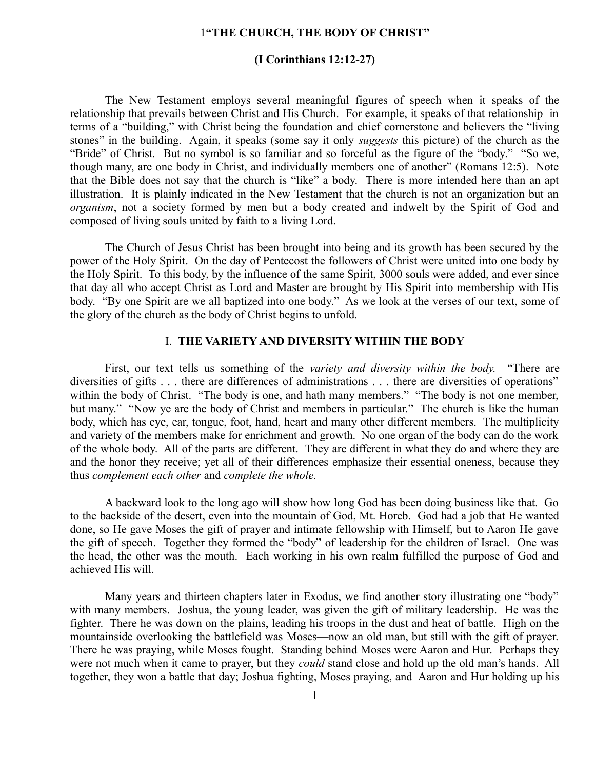# 1"THE CHURCH, THE BODY OF CHRIST"

## (I Corinthians 12:12-27)

The New Testament employs several meaningful figures of speech when it speaks of the relationship that prevails between Christ and His Church. For example, it speaks of that relationship in terms of a "building," with Christ being the foundation and chief cornerstone and believers the "living stones" in the building. Again, it speaks (some say it only *suggests* this picture) of the church as the "Bride" of Christ. But no symbol is so familiar and so forceful as the figure of the "body." "So we, though many, are one body in Christ, and individually members one of another" (Romans 12:5). Note that the Bible does not say that the church is "like" a body. There is more intended here than an apt illustration. It is plainly indicated in the New Testament that the church is not an organization but an *organism*, not a society formed by men but a body created and indwelt by the Spirit of God and composed of living souls united by faith to a living Lord.

The Church of Jesus Christ has been brought into being and its growth has been secured by the power of the Holy Spirit. On the day of Pentecost the followers of Christ were united into one body by the Holy Spirit. To this body, by the influence of the same Spirit, 3000 souls were added, and ever since that day all who accept Christ as Lord and Master are brought by His Spirit into membership with His body. "By one Spirit are we all baptized into one body." As we look at the verses of our text, some of the glory of the church as the body of Christ begins to unfold.

### I. THE VARIETY AND DIVERSITY WITHIN THE BODY

First, our text tells us something of the *variety and diversity within the body.* "There are diversities of gifts . . . there are differences of administrations . . . there are diversities of operations" within the body of Christ. "The body is one, and hath many members." "The body is not one member, but many." "Now ye are the body of Christ and members in particular." The church is like the human body, which has eye, ear, tongue, foot, hand, heart and many other different members. The multiplicity and variety of the members make for enrichment and growth. No one organ of the body can do the work of the whole body. All of the parts are different. They are different in what they do and where they are and the honor they receive; yet all of their differences emphasize their essential oneness, because they thus *complement each other* and *complete the whole.*

A backward look to the long ago will show how long God has been doing business like that. Go to the backside of the desert, even into the mountain of God, Mt. Horeb. God had a job that He wanted done, so He gave Moses the gift of prayer and intimate fellowship with Himself, but to Aaron He gave the gift of speech. Together they formed the "body" of leadership for the children of Israel. One was the head, the other was the mouth. Each working in his own realm fulfilled the purpose of God and achieved His will.

Many years and thirteen chapters later in Exodus, we find another story illustrating one "body" with many members. Joshua, the young leader, was given the gift of military leadership. He was the fighter. There he was down on the plains, leading his troops in the dust and heat of battle. High on the mountainside overlooking the battlefield was Moses—now an old man, but still with the gift of prayer. There he was praying, while Moses fought. Standing behind Moses were Aaron and Hur. Perhaps they were not much when it came to prayer, but they *could* stand close and hold up the old man's hands. All together, they won a battle that day; Joshua fighting, Moses praying, and Aaron and Hur holding up his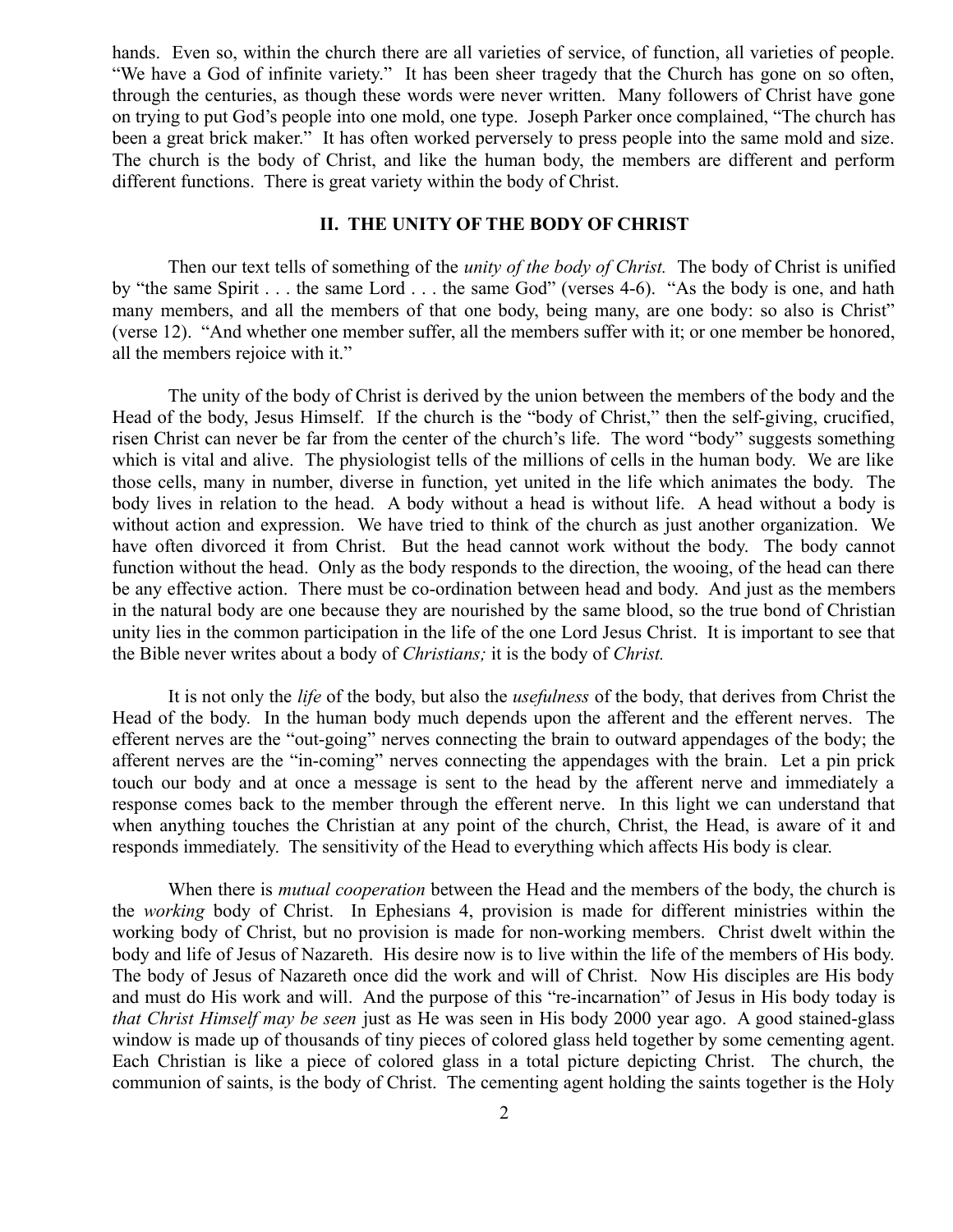hands. Even so, within the church there are all varieties of service, of function, all varieties of people. "We have a God of infinite variety." It has been sheer tragedy that the Church has gone on so often, through the centuries, as though these words were never written. Many followers of Christ have gone on trying to put God's people into one mold, one type. Joseph Parker once complained, "The church has been a great brick maker." It has often worked perversely to press people into the same mold and size. The church is the body of Christ, and like the human body, the members are different and perform different functions. There is great variety within the body of Christ.

## II. THE UNITY OF THE BODY OF CHRIST

Then our text tells of something of the *unity of the body of Christ.* The body of Christ is unified by "the same Spirit . . . the same Lord . . . the same God" (verses 4-6). "As the body is one, and hath many members, and all the members of that one body, being many, are one body: so also is Christ" (verse 12). "And whether one member suffer, all the members suffer with it; or one member be honored, all the members rejoice with it."

The unity of the body of Christ is derived by the union between the members of the body and the Head of the body, Jesus Himself. If the church is the "body of Christ," then the self-giving, crucified, risen Christ can never be far from the center of the church's life. The word "body" suggests something which is vital and alive. The physiologist tells of the millions of cells in the human body. We are like those cells, many in number, diverse in function, yet united in the life which animates the body. The body lives in relation to the head. A body without a head is without life. A head without a body is without action and expression. We have tried to think of the church as just another organization. We have often divorced it from Christ. But the head cannot work without the body. The body cannot function without the head. Only as the body responds to the direction, the wooing, of the head can there be any effective action. There must be co-ordination between head and body. And just as the members in the natural body are one because they are nourished by the same blood, so the true bond of Christian unity lies in the common participation in the life of the one Lord Jesus Christ. It is important to see that the Bible never writes about a body of *Christians;* it is the body of *Christ.*

It is not only the *life* of the body, but also the *usefulness* of the body, that derives from Christ the Head of the body. In the human body much depends upon the afferent and the efferent nerves. The efferent nerves are the "out-going" nerves connecting the brain to outward appendages of the body; the afferent nerves are the "in-coming" nerves connecting the appendages with the brain. Let a pin prick touch our body and at once a message is sent to the head by the afferent nerve and immediately a response comes back to the member through the efferent nerve. In this light we can understand that when anything touches the Christian at any point of the church, Christ, the Head, is aware of it and responds immediately. The sensitivity of the Head to everything which affects His body is clear.

When there is *mutual cooperation* between the Head and the members of the body, the church is the *working* body of Christ. In Ephesians 4, provision is made for different ministries within the working body of Christ, but no provision is made for non-working members. Christ dwelt within the body and life of Jesus of Nazareth. His desire now is to live within the life of the members of His body. The body of Jesus of Nazareth once did the work and will of Christ. Now His disciples are His body and must do His work and will. And the purpose of this "re-incarnation" of Jesus in His body today is *that Christ Himself may be seen* just as He was seen in His body 2000 year ago. A good stained-glass window is made up of thousands of tiny pieces of colored glass held together by some cementing agent. Each Christian is like a piece of colored glass in a total picture depicting Christ. The church, the communion of saints, is the body of Christ. The cementing agent holding the saints together is the Holy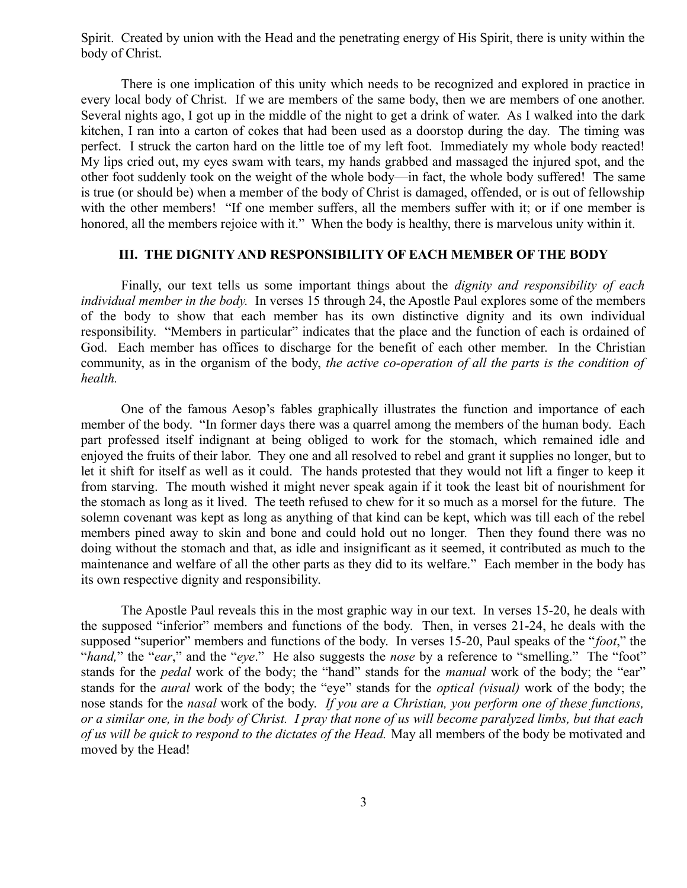Spirit. Created by union with the Head and the penetrating energy of His Spirit, there is unity within the body of Christ.

There is one implication of this unity which needs to be recognized and explored in practice in every local body of Christ. If we are members of the same body, then we are members of one another. Several nights ago, I got up in the middle of the night to get a drink of water. As I walked into the dark kitchen, I ran into a carton of cokes that had been used as a doorstop during the day. The timing was perfect. I struck the carton hard on the little toe of my left foot. Immediately my whole body reacted! My lips cried out, my eyes swam with tears, my hands grabbed and massaged the injured spot, and the other foot suddenly took on the weight of the whole body—in fact, the whole body suffered! The same is true (or should be) when a member of the body of Christ is damaged, offended, or is out of fellowship with the other members! "If one member suffers, all the members suffer with it; or if one member is honored, all the members rejoice with it." When the body is healthy, there is marvelous unity within it.

### III. THE DIGNITY AND RESPONSIBILITY OF EACH MEMBER OF THE BODY

Finally, our text tells us some important things about the *dignity and responsibility of each individual member in the body.* In verses 15 through 24, the Apostle Paul explores some of the members of the body to show that each member has its own distinctive dignity and its own individual responsibility. "Members in particular" indicates that the place and the function of each is ordained of God. Each member has offices to discharge for the benefit of each other member. In the Christian community, as in the organism of the body, *the active co-operation of all the parts is the condition of health.*

One of the famous Aesop's fables graphically illustrates the function and importance of each member of the body. "In former days there was a quarrel among the members of the human body. Each part professed itself indignant at being obliged to work for the stomach, which remained idle and enjoyed the fruits of their labor. They one and all resolved to rebel and grant it supplies no longer, but to let it shift for itself as well as it could. The hands protested that they would not lift a finger to keep it from starving. The mouth wished it might never speak again if it took the least bit of nourishment for the stomach as long as it lived. The teeth refused to chew for it so much as a morsel for the future. The solemn covenant was kept as long as anything of that kind can be kept, which was till each of the rebel members pined away to skin and bone and could hold out no longer. Then they found there was no doing without the stomach and that, as idle and insignificant as it seemed, it contributed as much to the maintenance and welfare of all the other parts as they did to its welfare." Each member in the body has its own respective dignity and responsibility.

The Apostle Paul reveals this in the most graphic way in our text. In verses 15-20, he deals with the supposed "inferior" members and functions of the body. Then, in verses 21-24, he deals with the supposed "superior" members and functions of the body. In verses 15-20, Paul speaks of the "*foot*," the "*hand,*" the "*ear*," and the "*eye*." He also suggests the *nose* by a reference to "smelling." The "foot" stands for the *pedal* work of the body; the "hand" stands for the *manual* work of the body; the "ear" stands for the *aural* work of the body; the "eye" stands for the *optical (visual)* work of the body; the nose stands for the *nasal* work of the body. *If you are a Christian, you perform one of these functions, or a similar one, in the body of Christ. I pray that none of us will become paralyzed limbs, but that each of us will be quick to respond to the dictates of the Head.* May all members of the body be motivated and moved by the Head!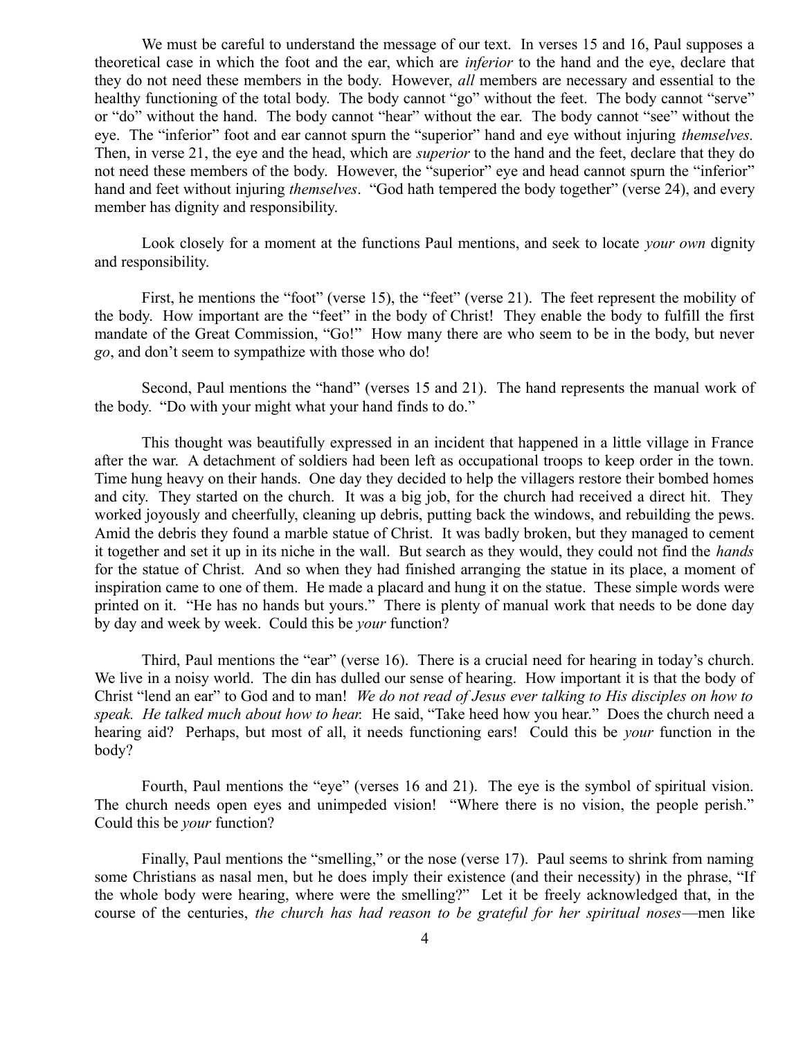We must be careful to understand the message of our text. In verses 15 and 16, Paul supposes a theoretical case in which the foot and the ear, which are *inferior* to the hand and the eye, declare that they do not need these members in the body. However, *all* members are necessary and essential to the healthy functioning of the total body. The body cannot "go" without the feet. The body cannot "serve" or "do" without the hand. The body cannot "hear" without the ear. The body cannot "see" without the eye. The "inferior" foot and ear cannot spurn the "superior" hand and eye without injuring *themselves.* Then, in verse 21, the eye and the head, which are *superior* to the hand and the feet, declare that they do not need these members of the body. However, the "superior" eye and head cannot spurn the "inferior" hand and feet without injuring *themselves*. "God hath tempered the body together" (verse 24), and every member has dignity and responsibility.

Look closely for a moment at the functions Paul mentions, and seek to locate *your own* dignity and responsibility.

First, he mentions the "foot" (verse 15), the "feet" (verse 21). The feet represent the mobility of the body. How important are the "feet" in the body of Christ! They enable the body to fulfill the first mandate of the Great Commission, "Go!" How many there are who seem to be in the body, but never *go*, and don't seem to sympathize with those who do!

Second, Paul mentions the "hand" (verses 15 and 21). The hand represents the manual work of the body. "Do with your might what your hand finds to do."

This thought was beautifully expressed in an incident that happened in a little village in France after the war. A detachment of soldiers had been left as occupational troops to keep order in the town. Time hung heavy on their hands. One day they decided to help the villagers restore their bombed homes and city. They started on the church. It was a big job, for the church had received a direct hit. They worked joyously and cheerfully, cleaning up debris, putting back the windows, and rebuilding the pews. Amid the debris they found a marble statue of Christ. It was badly broken, but they managed to cement it together and set it up in its niche in the wall. But search as they would, they could not find the *hands* for the statue of Christ. And so when they had finished arranging the statue in its place, a moment of inspiration came to one of them. He made a placard and hung it on the statue. These simple words were printed on it. "He has no hands but yours." There is plenty of manual work that needs to be done day by day and week by week. Could this be *your* function?

Third, Paul mentions the "ear" (verse 16). There is a crucial need for hearing in today's church. We live in a noisy world. The din has dulled our sense of hearing. How important it is that the body of Christ "lend an ear" to God and to man! *We do not read of Jesus ever talking to His disciples on how to speak. He talked much about how to hear.* He said, "Take heed how you hear." Does the church need a hearing aid? Perhaps, but most of all, it needs functioning ears! Could this be *your* function in the body?

Fourth, Paul mentions the "eye" (verses 16 and 21). The eye is the symbol of spiritual vision. The church needs open eyes and unimpeded vision! "Where there is no vision, the people perish." Could this be *your* function?

Finally, Paul mentions the "smelling," or the nose (verse 17). Paul seems to shrink from naming some Christians as nasal men, but he does imply their existence (and their necessity) in the phrase, "If the whole body were hearing, where were the smelling?" Let it be freely acknowledged that, in the course of the centuries, *the church has had reason to be grateful for her spiritual noses*—men like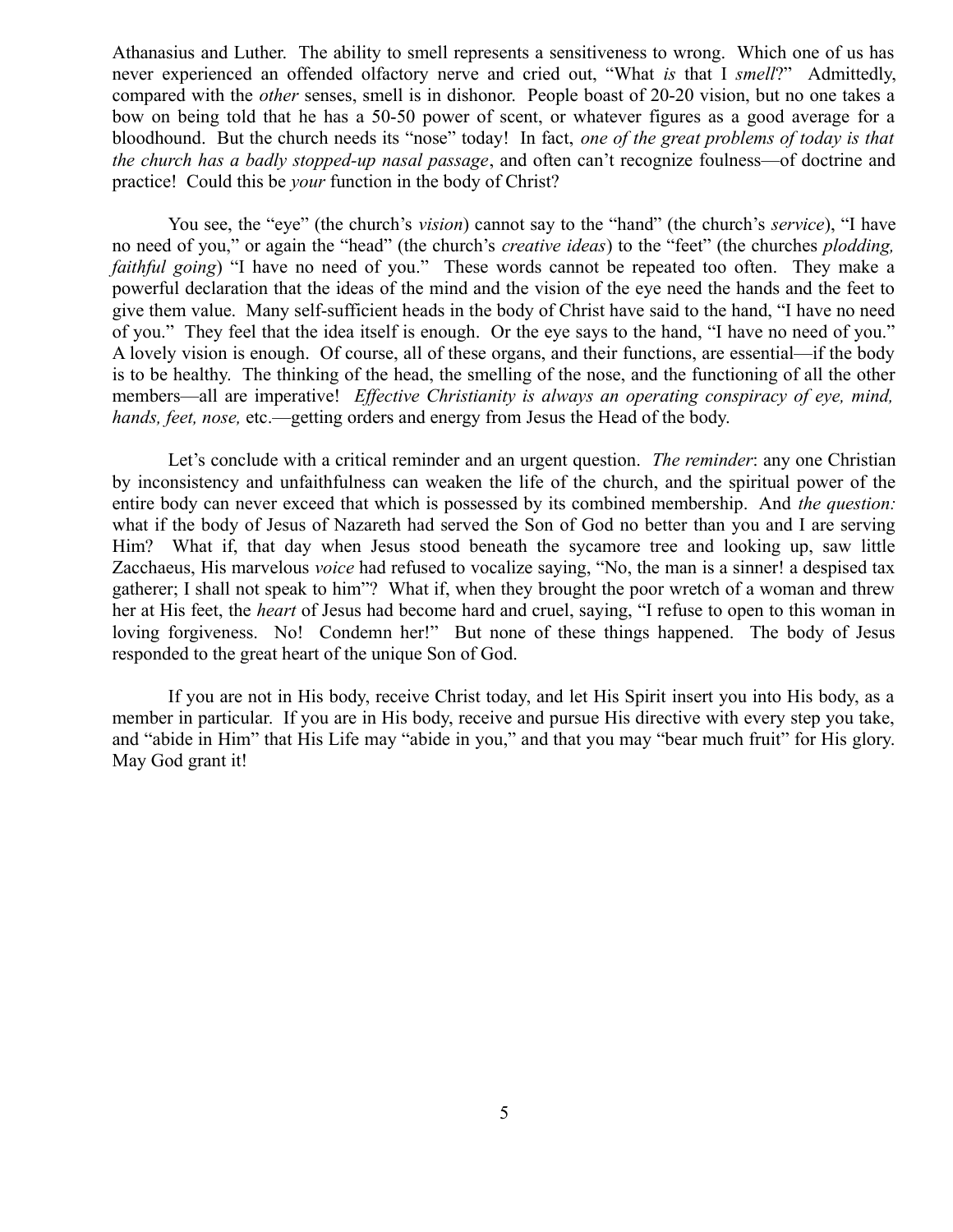Athanasius and Luther. The ability to smell represents a sensitiveness to wrong. Which one of us has never experienced an offended olfactory nerve and cried out, "What *is* that I *smell*?" Admittedly, compared with the *other* senses, smell is in dishonor. People boast of 20-20 vision, but no one takes a bow on being told that he has a 50-50 power of scent, or whatever figures as a good average for a bloodhound. But the church needs its "nose" today! In fact, *one of the great problems of today is that the church has a badly stopped-up nasal passage*, and often can't recognize foulness—of doctrine and practice! Could this be *your* function in the body of Christ?

You see, the "eye" (the church's *vision*) cannot say to the "hand" (the church's *service*), "I have no need of you," or again the "head" (the church's *creative ideas*) to the "feet" (the churches *plodding, faithful going*) "I have no need of you." These words cannot be repeated too often. They make a powerful declaration that the ideas of the mind and the vision of the eye need the hands and the feet to give them value. Many self-sufficient heads in the body of Christ have said to the hand, "I have no need of you." They feel that the idea itself is enough. Or the eye says to the hand, "I have no need of you." A lovely vision is enough. Of course, all of these organs, and their functions, are essential—if the body is to be healthy. The thinking of the head, the smelling of the nose, and the functioning of all the other members—all are imperative! *Effective Christianity is always an operating conspiracy of eye, mind, hands, feet, nose,* etc.—getting orders and energy from Jesus the Head of the body.

Let's conclude with a critical reminder and an urgent question. *The reminder*: any one Christian by inconsistency and unfaithfulness can weaken the life of the church, and the spiritual power of the entire body can never exceed that which is possessed by its combined membership. And *the question:* what if the body of Jesus of Nazareth had served the Son of God no better than you and I are serving Him? What if, that day when Jesus stood beneath the sycamore tree and looking up, saw little Zacchaeus, His marvelous *voice* had refused to vocalize saying, "No, the man is a sinner! a despised tax gatherer; I shall not speak to him"? What if, when they brought the poor wretch of a woman and threw her at His feet, the *heart* of Jesus had become hard and cruel, saying, "I refuse to open to this woman in loving forgiveness. No! Condemn her!" But none of these things happened. The body of Jesus responded to the great heart of the unique Son of God.

If you are not in His body, receive Christ today, and let His Spirit insert you into His body, as a member in particular. If you are in His body, receive and pursue His directive with every step you take, and "abide in Him" that His Life may "abide in you," and that you may "bear much fruit" for His glory. May God grant it!